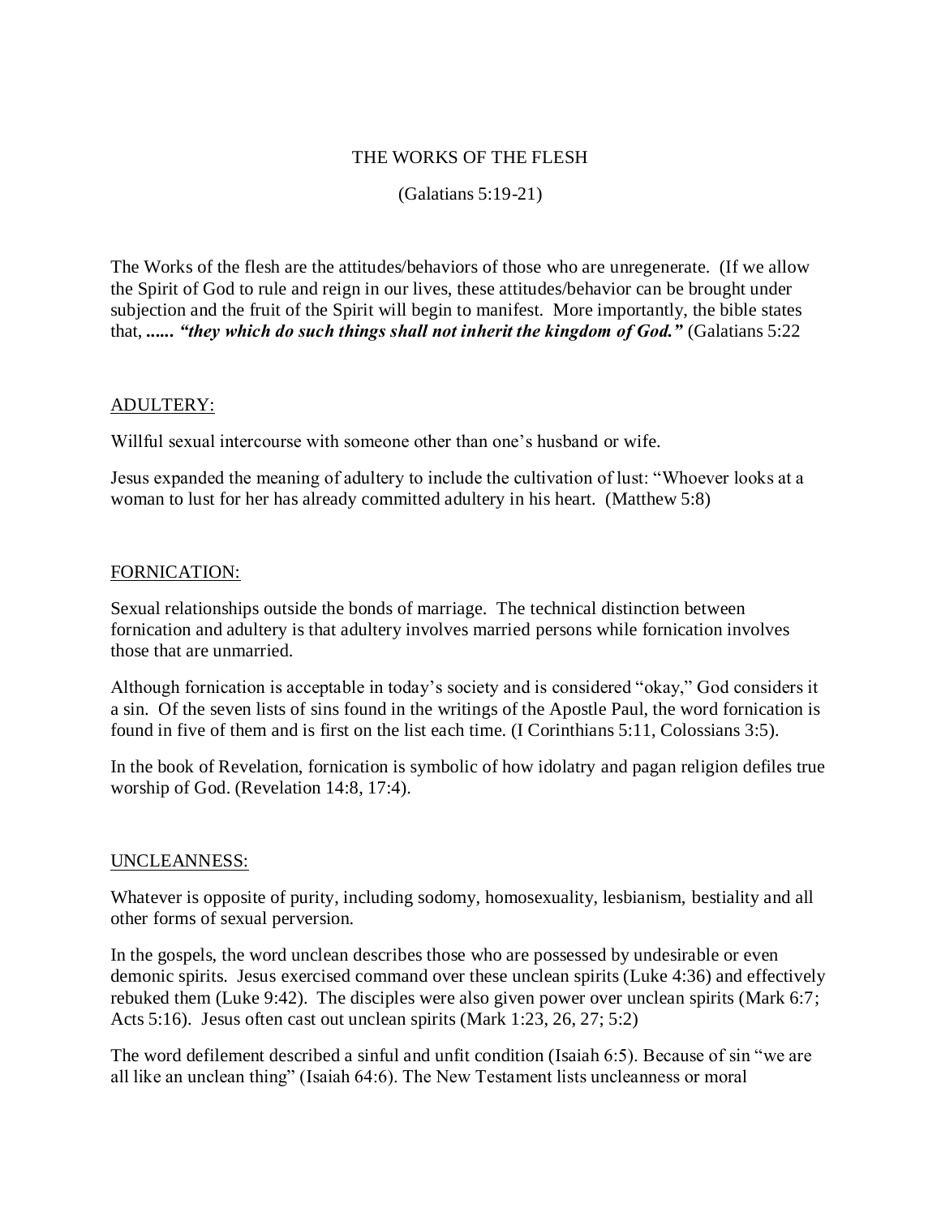# THE WORKS OF THE FLESH

(Galatians 5:19-21)

The Works of the flesh are the attitudes/behaviors of those who are unregenerate. (If we allow the Spirit of God to rule and reign in our lives, these attitudes/behavior can be brought under subjection and the fruit of the Spirit will begin to manifest. More importantly, the bible states that, ***...... "they which do such things shall not inherit the kingdom of God."*** (Galatians 5:22

## ADULTERY:

Willful sexual intercourse with someone other than one's husband or wife.

Jesus expanded the meaning of adultery to include the cultivation of lust: "Whoever looks at a woman to lust for her has already committed adultery in his heart. (Matthew 5:8)

## FORNICATION:

Sexual relationships outside the bonds of marriage. The technical distinction between fornication and adultery is that adultery involves married persons while fornication involves those that are unmarried.

Although fornication is acceptable in today's society and is considered "okay," God considers it a sin. Of the seven lists of sins found in the writings of the Apostle Paul, the word fornication is found in five of them and is first on the list each time. (I Corinthians 5:11, Colossians 3:5).

In the book of Revelation, fornication is symbolic of how idolatry and pagan religion defiles true worship of God. (Revelation 14:8, 17:4).

## UNCLEANNESS:

Whatever is opposite of purity, including sodomy, homosexuality, lesbianism, bestiality and all other forms of sexual perversion.

In the gospels, the word unclean describes those who are possessed by undesirable or even demonic spirits. Jesus exercised command over these unclean spirits (Luke 4:36) and effectively rebuked them (Luke 9:42). The disciples were also given power over unclean spirits (Mark 6:7; Acts 5:16). Jesus often cast out unclean spirits (Mark 1:23, 26, 27; 5:2)

The word defilement described a sinful and unfit condition (Isaiah 6:5). Because of sin "we are all like an unclean thing" (Isaiah 64:6). The New Testament lists uncleanness or moral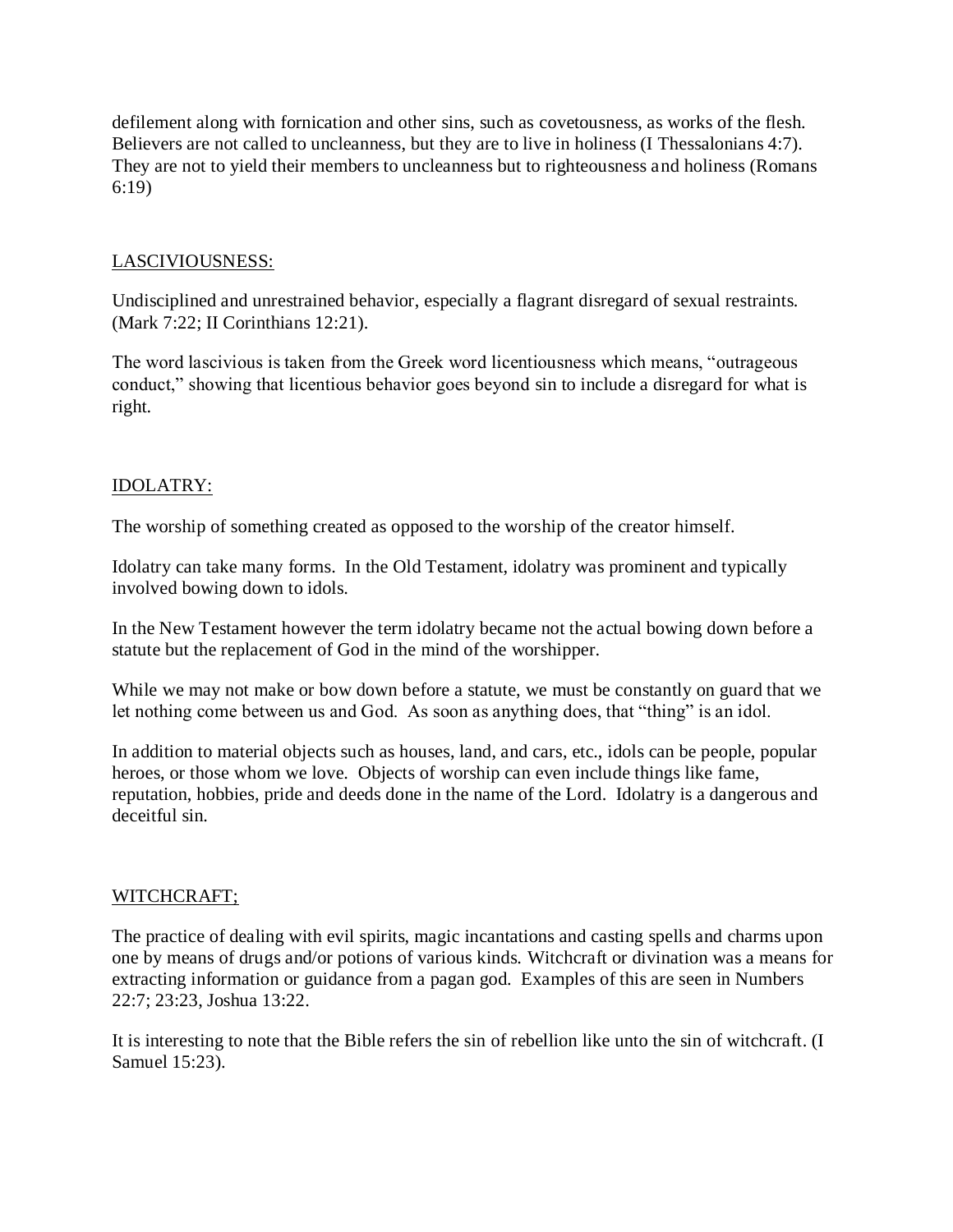defilement along with fornication and other sins, such as covetousness, as works of the flesh. Believers are not called to uncleanness, but they are to live in holiness (I Thessalonians 4:7). They are not to yield their members to uncleanness but to righteousness and holiness (Romans 6:19)

<u>LASCIVIOUSNESS:</u>

Undisciplined and unrestrained behavior, especially a flagrant disregard of sexual restraints. (Mark 7:22; II Corinthians 12:21).

The word lascivious is taken from the Greek word licentiousness which means, "outrageous conduct," showing that licentious behavior goes beyond sin to include a disregard for what is right.

<u>IDOLATRY:</u>

The worship of something created as opposed to the worship of the creator himself.

Idolatry can take many forms. In the Old Testament, idolatry was prominent and typically involved bowing down to idols.

In the New Testament however the term idolatry became not the actual bowing down before a statute but the replacement of God in the mind of the worshipper.

While we may not make or bow down before a statute, we must be constantly on guard that we let nothing come between us and God. As soon as anything does, that "thing" is an idol.

In addition to material objects such as houses, land, and cars, etc., idols can be people, popular heroes, or those whom we love. Objects of worship can even include things like fame, reputation, hobbies, pride and deeds done in the name of the Lord. Idolatry is a dangerous and deceitful sin.

<u>WITCHCRAFT;</u>

The practice of dealing with evil spirits, magic incantations and casting spells and charms upon one by means of drugs and/or potions of various kinds. Witchcraft or divination was a means for extracting information or guidance from a pagan god. Examples of this are seen in Numbers 22:7; 23:23, Joshua 13:22.

It is interesting to note that the Bible refers the sin of rebellion like unto the sin of witchcraft. (I Samuel 15:23).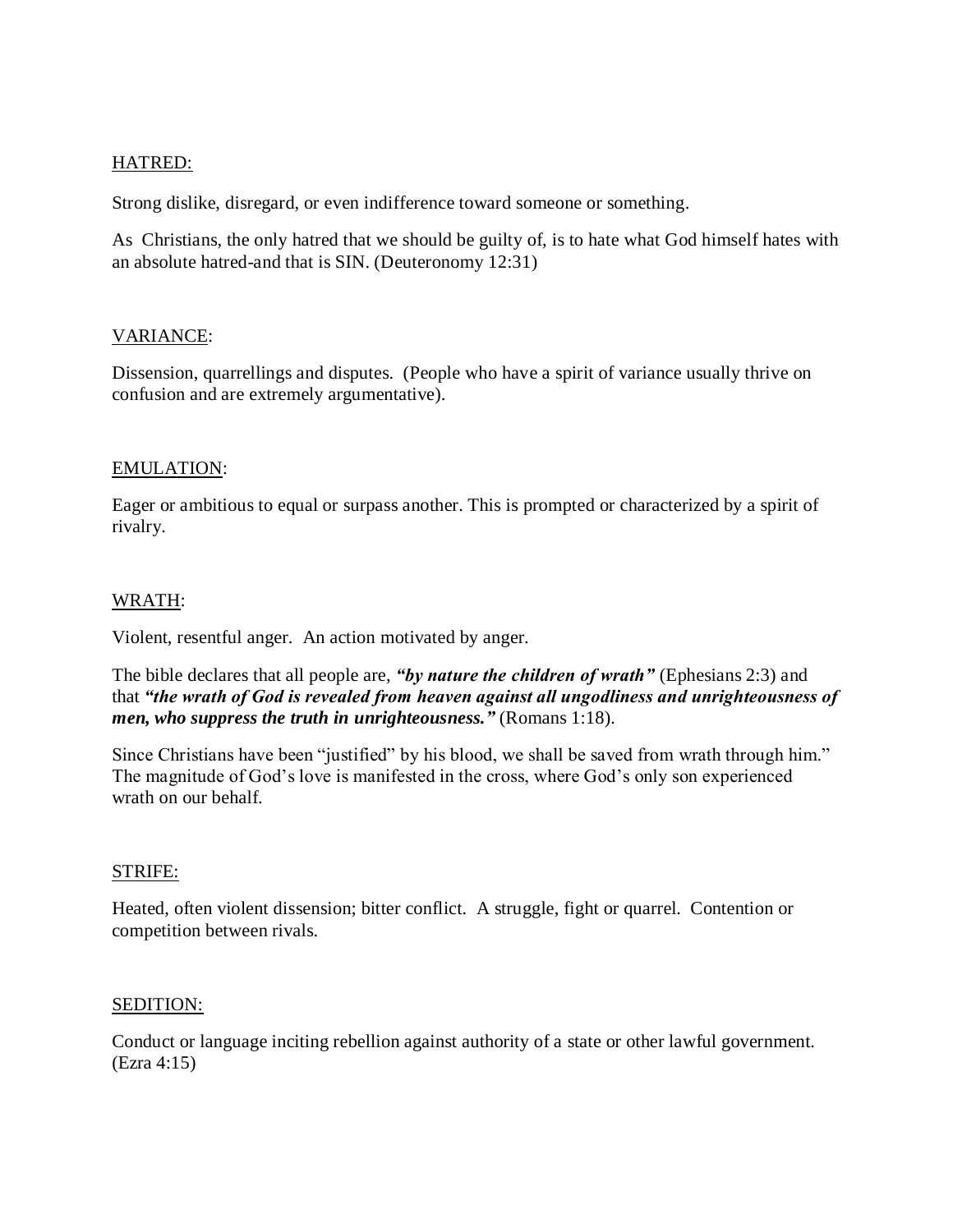HATRED:

Strong dislike, disregard, or even indifference toward someone or something.

As Christians, the only hatred that we should be guilty of, is to hate what God himself hates with an absolute hatred-and that is SIN. (Deuteronomy 12:31)

VARIANCE:

Dissension, quarrellings and disputes. (People who have a spirit of variance usually thrive on confusion and are extremely argumentative).

EMULATION:

Eager or ambitious to equal or surpass another. This is prompted or characterized by a spirit of rivalry.

WRATH:

Violent, resentful anger. An action motivated by anger.

The bible declares that all people are, ***"by nature the children of wrath"*** (Ephesians 2:3) and that ***"the wrath of God is revealed from heaven against all ungodliness and unrighteousness of men, who suppress the truth in unrighteousness."*** (Romans 1:18).

Since Christians have been "justified" by his blood, we shall be saved from wrath through him." The magnitude of God's love is manifested in the cross, where God's only son experienced wrath on our behalf.

STRIFE:

Heated, often violent dissension; bitter conflict. A struggle, fight or quarrel. Contention or competition between rivals.

SEDITION:

Conduct or language inciting rebellion against authority of a state or other lawful government. (Ezra 4:15)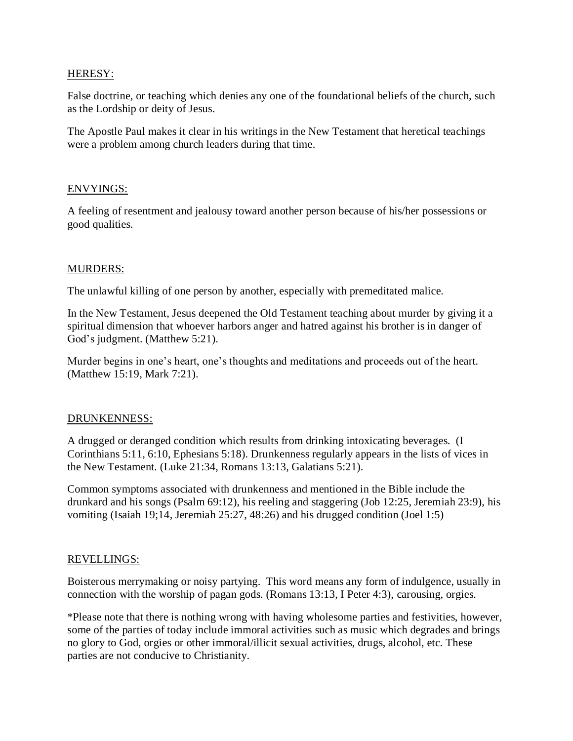<u>HERESY:</u>

False doctrine, or teaching which denies any one of the foundational beliefs of the church, such as the Lordship or deity of Jesus.

The Apostle Paul makes it clear in his writings in the New Testament that heretical teachings were a problem among church leaders during that time.

<u>ENVYINGS:</u>

A feeling of resentment and jealousy toward another person because of his/her possessions or good qualities.

<u>MURDERS:</u>

The unlawful killing of one person by another, especially with premeditated malice.

In the New Testament, Jesus deepened the Old Testament teaching about murder by giving it a spiritual dimension that whoever harbors anger and hatred against his brother is in danger of God's judgment. (Matthew 5:21).

Murder begins in one's heart, one's thoughts and meditations and proceeds out of the heart. (Matthew 15:19, Mark 7:21).

<u>DRUNKENNESS:</u>

A drugged or deranged condition which results from drinking intoxicating beverages. (I Corinthians 5:11, 6:10, Ephesians 5:18). Drunkenness regularly appears in the lists of vices in the New Testament. (Luke 21:34, Romans 13:13, Galatians 5:21).

Common symptoms associated with drunkenness and mentioned in the Bible include the drunkard and his songs (Psalm 69:12), his reeling and staggering (Job 12:25, Jeremiah 23:9), his vomiting (Isaiah 19;14, Jeremiah 25:27, 48:26) and his drugged condition (Joel 1:5)

<u>REVELLINGS:</u>

Boisterous merrymaking or noisy partying. This word means any form of indulgence, usually in connection with the worship of pagan gods. (Romans 13:13, I Peter 4:3), carousing, orgies.

*Please note that there is nothing wrong with having wholesome parties and festivities, however, some of the parties of today include immoral activities such as music which degrades and brings no glory to God, orgies or other immoral/illicit sexual activities, drugs, alcohol, etc. These parties are not conducive to Christianity.